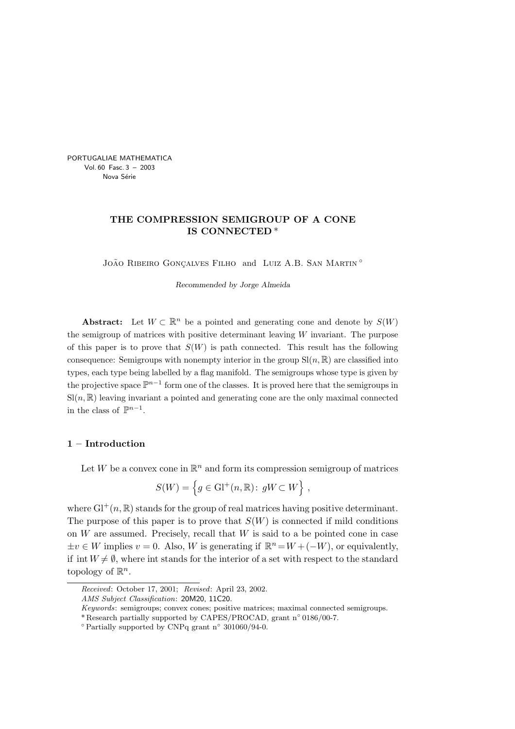# THE COMPRESSION SEMIGROUP OF A CONE IS CONNECTED *

João Ribeiro Gonçalves Filho and Luiz A.B. San Martin °

*Recommended by Jorge Almeida*

**Abstract:** Let $W \subset \mathbb{R}^n$ be a pointed and generating cone and denote by $S(W)$ the semigroup of matrices with positive determinant leaving $W$ invariant. The purpose of this paper is to prove that $S(W)$ is path connected. This result has the following consequence: Semigroups with nonempty interior in the group $\mathrm{Sl}(n,\mathbb{R})$ are classified into types, each type being labelled by a flag manifold. The semigroups whose type is given by the projective space $\mathbb{P}^{n-1}$ form one of the classes. It is proved here that the semigroups in $\mathrm{Sl}(n,\mathbb{R})$ leaving invariant a pointed and generating cone are the only maximal connected in the class of $\mathbb{P}^{n-1}$.

## 1 – Introduction

Let $W$ be a convex cone in $\mathbb{R}^n$ and form its compression semigroup of matrices

$$S(W) = \Big\{ g \in \mathrm{Gl}^+(n,\mathbb{R}) \colon\ gW \subset W \Big\}~,$$

where $\mathrm{Gl}^+(n,\mathbb{R})$ stands for the group of real matrices having positive determinant. The purpose of this paper is to prove that $S(W)$ is connected if mild conditions on $W$ are assumed. Precisely, recall that $W$ is said to a be pointed cone in case $\pm v \in W$ implies $v = 0$. Also, $W$ is generating if $\mathbb{R}^n = W + (-W)$, or equivalently, if $\mathrm{int}\, W \neq \emptyset$, where int stands for the interior of a set with respect to the standard topology of $\mathbb{R}^n$.

---

*Received*: October 17, 2001; *Revised*: April 23, 2002.

*AMS Subject Classification*: 20M20, 11C20.

*Keywords*: semigroups; convex cones; positive matrices; maximal connected semigroups.

\* Research partially supported by CAPES/PROCAD, grant n° 0186/00-7.

° Partially supported by CNPq grant n° 301060/94-0.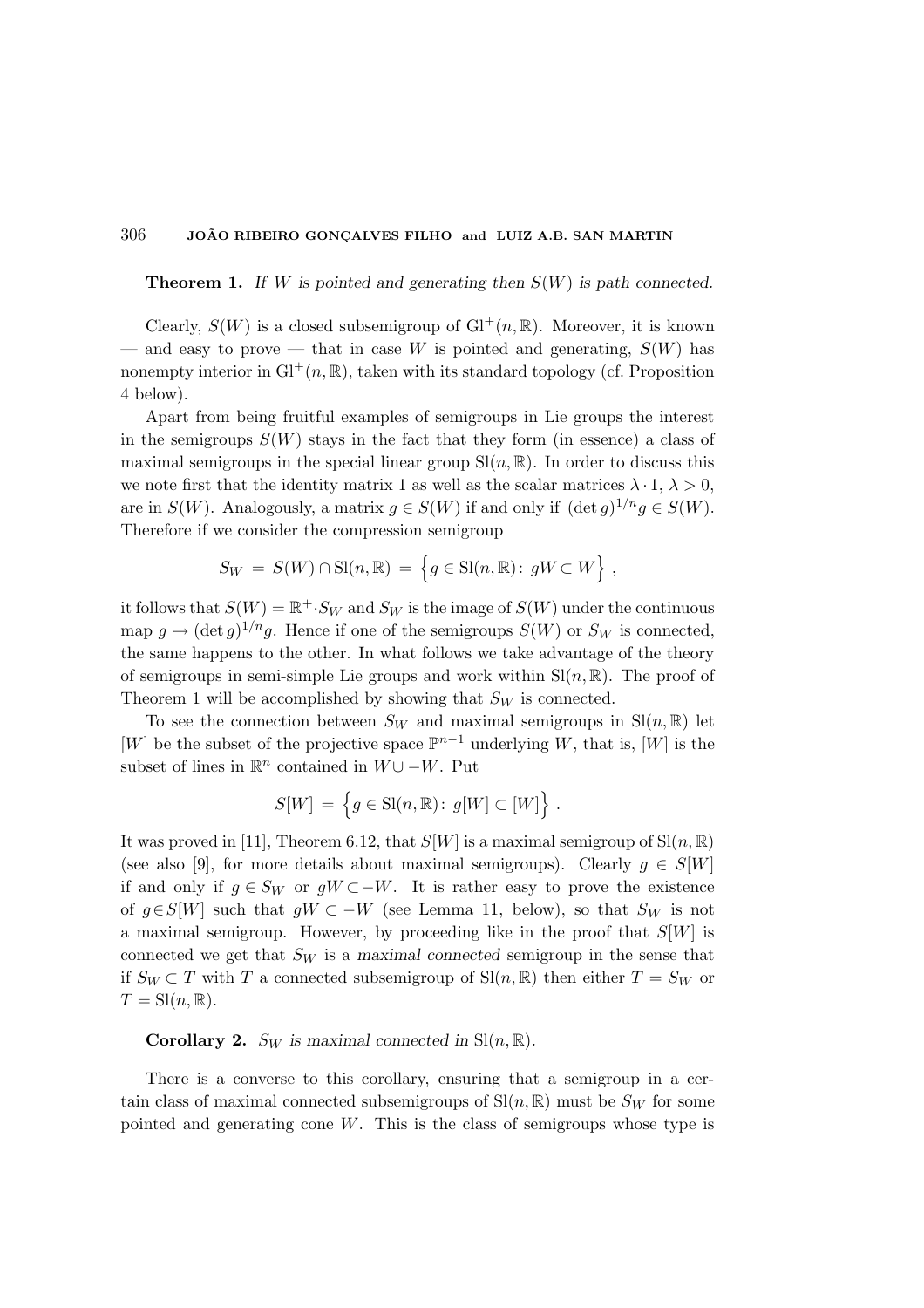**Theorem 1.** *If $W$ is pointed and generating then $S(W)$ is path connected.*

Clearly, $S(W)$ is a closed subsemigroup of $\mathrm{Gl}^+(n,\mathbb{R})$. Moreover, it is known — and easy to prove — that in case $W$ is pointed and generating, $S(W)$ has nonempty interior in $\mathrm{Gl}^+(n,\mathbb{R})$, taken with its standard topology (cf. Proposition 4 below).

Apart from being fruitful examples of semigroups in Lie groups the interest in the semigroups $S(W)$ stays in the fact that they form (in essence) a class of maximal semigroups in the special linear group $\mathrm{Sl}(n,\mathbb{R})$. In order to discuss this we note first that the identity matrix 1 as well as the scalar matrices $\lambda \cdot 1$, $\lambda > 0$, are in $S(W)$. Analogously, a matrix $g \in S(W)$ if and only if $(\det g)^{1/n} g \in S(W)$. Therefore if we consider the compression semigroup

$$S_W \;=\; S(W) \cap \mathrm{Sl}(n,\mathbb{R}) \;=\; \Big\{ g \in \mathrm{Sl}(n,\mathbb{R}) \colon\, gW \subset W \Big\}\;,$$

it follows that $S(W) = \mathbb{R}^+ \cdot S_W$ and $S_W$ is the image of $S(W)$ under the continuous map $g \mapsto (\det g)^{1/n} g$. Hence if one of the semigroups $S(W)$ or $S_W$ is connected, the same happens to the other. In what follows we take advantage of the theory of semigroups in semi-simple Lie groups and work within $\mathrm{Sl}(n,\mathbb{R})$. The proof of Theorem 1 will be accomplished by showing that $S_W$ is connected.

To see the connection between $S_W$ and maximal semigroups in $\mathrm{Sl}(n,\mathbb{R})$ let $[W]$ be the subset of the projective space $\mathbb{P}^{n-1}$ underlying $W$, that is, $[W]$ is the subset of lines in $\mathbb{R}^n$ contained in $W \cup -W$. Put

$$S[W] \;=\; \Big\{ g \in \mathrm{Sl}(n,\mathbb{R}) \colon\, g[W] \subset [W] \Big\}\;.$$

It was proved in [11], Theorem 6.12, that $S[W]$ is a maximal semigroup of $\mathrm{Sl}(n,\mathbb{R})$ (see also [9], for more details about maximal semigroups). Clearly $g \in S[W]$ if and only if $g \in S_W$ or $gW \subset -W$. It is rather easy to prove the existence of $g \in S[W]$ such that $gW \subset -W$ (see Lemma 11, below), so that $S_W$ is not a maximal semigroup. However, by proceeding like in the proof that $S[W]$ is connected we get that $S_W$ is a *maximal connected* semigroup in the sense that if $S_W \subset T$ with $T$ a connected subsemigroup of $\mathrm{Sl}(n,\mathbb{R})$ then either $T = S_W$ or $T = \mathrm{Sl}(n,\mathbb{R})$.

**Corollary 2.** *$S_W$ is maximal connected in $\mathrm{Sl}(n,\mathbb{R})$.*

There is a converse to this corollary, ensuring that a semigroup in a certain class of maximal connected subsemigroups of $\mathrm{Sl}(n,\mathbb{R})$ must be $S_W$ for some pointed and generating cone $W$. This is the class of semigroups whose type is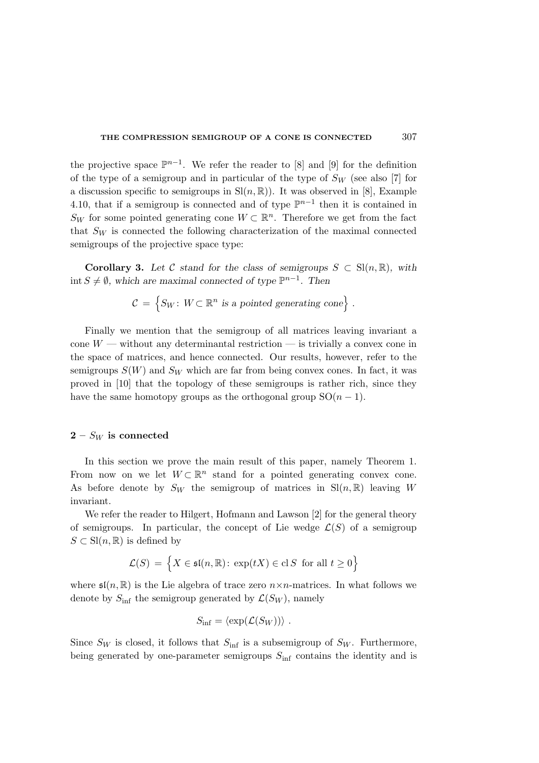the projective space $\mathbb{P}^{n-1}$. We refer the reader to [8] and [9] for the definition of the type of a semigroup and in particular of the type of $S_W$ (see also [7] for a discussion specific to semigroups in $\mathrm{Sl}(n,\mathbb{R})$). It was observed in [8], Example 4.10, that if a semigroup is connected and of type $\mathbb{P}^{n-1}$ then it is contained in $S_W$ for some pointed generating cone $W \subset \mathbb{R}^n$. Therefore we get from the fact that $S_W$ is connected the following characterization of the maximal connected semigroups of the projective space type:

**Corollary 3.** *Let $\mathcal{C}$ stand for the class of semigroups $S \subset \mathrm{Sl}(n,\mathbb{R})$, with $\operatorname{int} S \neq \emptyset$, which are maximal connected of type $\mathbb{P}^{n-1}$. Then*

$$\mathcal{C} \,=\, \Big\{ S_W \colon\, W \subset \mathbb{R}^n \text{ is a pointed generating cone} \Big\} \,.$$

Finally we mention that the semigroup of all matrices leaving invariant a cone $W$ — without any determinantal restriction — is trivially a convex cone in the space of matrices, and hence connected. Our results, however, refer to the semigroups $S(W)$ and $S_W$ which are far from being convex cones. In fact, it was proved in [10] that the topology of these semigroups is rather rich, since they have the same homotopy groups as the orthogonal group $\mathrm{SO}(n-1)$.

## 2 – $S_W$ is connected

In this section we prove the main result of this paper, namely Theorem 1. From now on we let $W \subset \mathbb{R}^n$ stand for a pointed generating convex cone. As before denote by $S_W$ the semigroup of matrices in $\mathrm{Sl}(n,\mathbb{R})$ leaving $W$ invariant.

We refer the reader to Hilgert, Hofmann and Lawson [2] for the general theory of semigroups. In particular, the concept of Lie wedge $\mathcal{L}(S)$ of a semigroup $S \subset \mathrm{Sl}(n,\mathbb{R})$ is defined by

$$\mathcal{L}(S) \,=\, \Big\{ X \in \mathfrak{sl}(n,\mathbb{R}) \colon\, \exp(tX) \in \operatorname{cl} S \;\text{ for all } t \geq 0 \Big\}$$

where $\mathfrak{sl}(n,\mathbb{R})$ is the Lie algebra of trace zero $n{\times}n$-matrices. In what follows we denote by $S_{\inf}$ the semigroup generated by $\mathcal{L}(S_W)$, namely

$$S_{\inf} = \langle \exp(\mathcal{L}(S_W)) \rangle \,.$$

Since $S_W$ is closed, it follows that $S_{\inf}$ is a subsemigroup of $S_W$. Furthermore, being generated by one-parameter semigroups $S_{\inf}$ contains the identity and is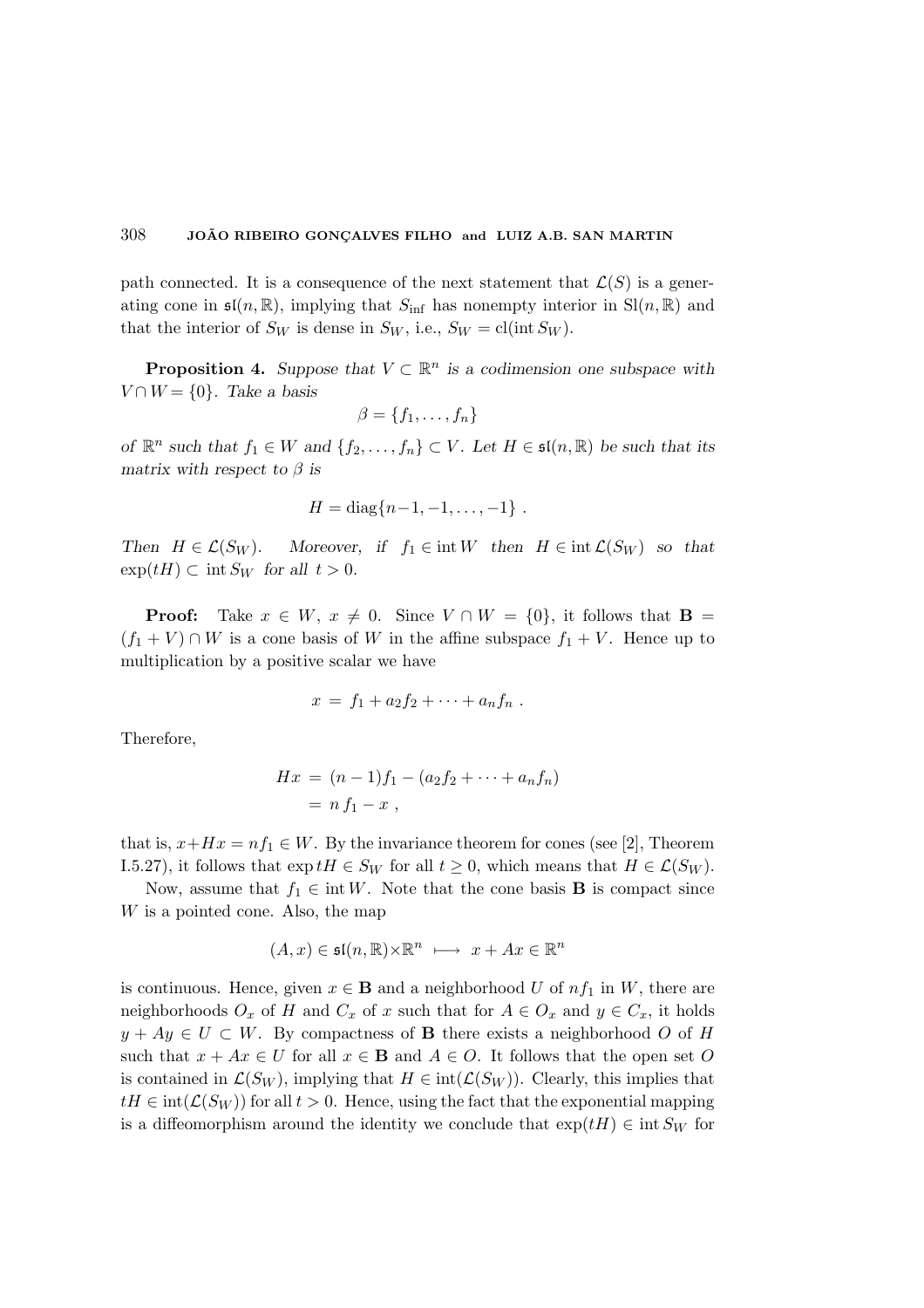path connected. It is a consequence of the next statement that $\mathcal{L}(S)$ is a generating cone in $\mathfrak{sl}(n,\mathbb{R})$, implying that $S_{\inf}$ has nonempty interior in $\mathrm{Sl}(n,\mathbb{R})$ and that the interior of $S_W$ is dense in $S_W$, i.e., $S_W = \mathrm{cl}(\mathrm{int}\, S_W)$.

**Proposition 4.** *Suppose that $V \subset \mathbb{R}^n$ is a codimension one subspace with $V \cap W = \{0\}$. Take a basis*

$$\beta = \{f_1, \dots, f_n\}$$

*of $\mathbb{R}^n$ such that $f_1 \in W$ and $\{f_2, \dots, f_n\} \subset V$. Let $H \in \mathfrak{sl}(n,\mathbb{R})$ be such that its matrix with respect to $\beta$ is*

$$H = \mathrm{diag}\{n-1, -1, \dots, -1\} .$$

*Then $H \in \mathcal{L}(S_W)$. Moreover, if $f_1 \in \mathrm{int}\, W$ then $H \in \mathrm{int}\, \mathcal{L}(S_W)$ so that $\exp(tH) \subset \mathrm{int}\, S_W$ for all $t > 0$.*

**Proof:** Take $x \in W$, $x \neq 0$. Since $V \cap W = \{0\}$, it follows that $\mathbf{B} = (f_1 + V) \cap W$ is a cone basis of $W$ in the affine subspace $f_1 + V$. Hence up to multiplication by a positive scalar we have

$$x \;=\; f_1 + a_2 f_2 + \cdots + a_n f_n \; .$$

Therefore,

$$\begin{aligned} Hx \;&=\; (n-1) f_1 - (a_2 f_2 + \cdots + a_n f_n) \\ &=\; n\, f_1 - x \; , \end{aligned}$$

that is, $x + Hx = n f_1 \in W$. By the invariance theorem for cones (see [2], Theorem I.5.27), it follows that $\exp tH \in S_W$ for all $t \geq 0$, which means that $H \in \mathcal{L}(S_W)$.

Now, assume that $f_1 \in \mathrm{int}\, W$. Note that the cone basis $\mathbf{B}$ is compact since $W$ is a pointed cone. Also, the map

$$(A, x) \in \mathfrak{sl}(n,\mathbb{R}) \times \mathbb{R}^n \;\longmapsto\; x + Ax \in \mathbb{R}^n$$

is continuous. Hence, given $x \in \mathbf{B}$ and a neighborhood $U$ of $n f_1$ in $W$, there are neighborhoods $O_x$ of $H$ and $C_x$ of $x$ such that for $A \in O_x$ and $y \in C_x$, it holds $y + Ay \in U \subset W$. By compactness of $\mathbf{B}$ there exists a neighborhood $O$ of $H$ such that $x + Ax \in U$ for all $x \in \mathbf{B}$ and $A \in O$. It follows that the open set $O$ is contained in $\mathcal{L}(S_W)$, implying that $H \in \mathrm{int}(\mathcal{L}(S_W))$. Clearly, this implies that $tH \in \mathrm{int}(\mathcal{L}(S_W))$ for all $t > 0$. Hence, using the fact that the exponential mapping is a diffeomorphism around the identity we conclude that $\exp(tH) \in \mathrm{int}\, S_W$ for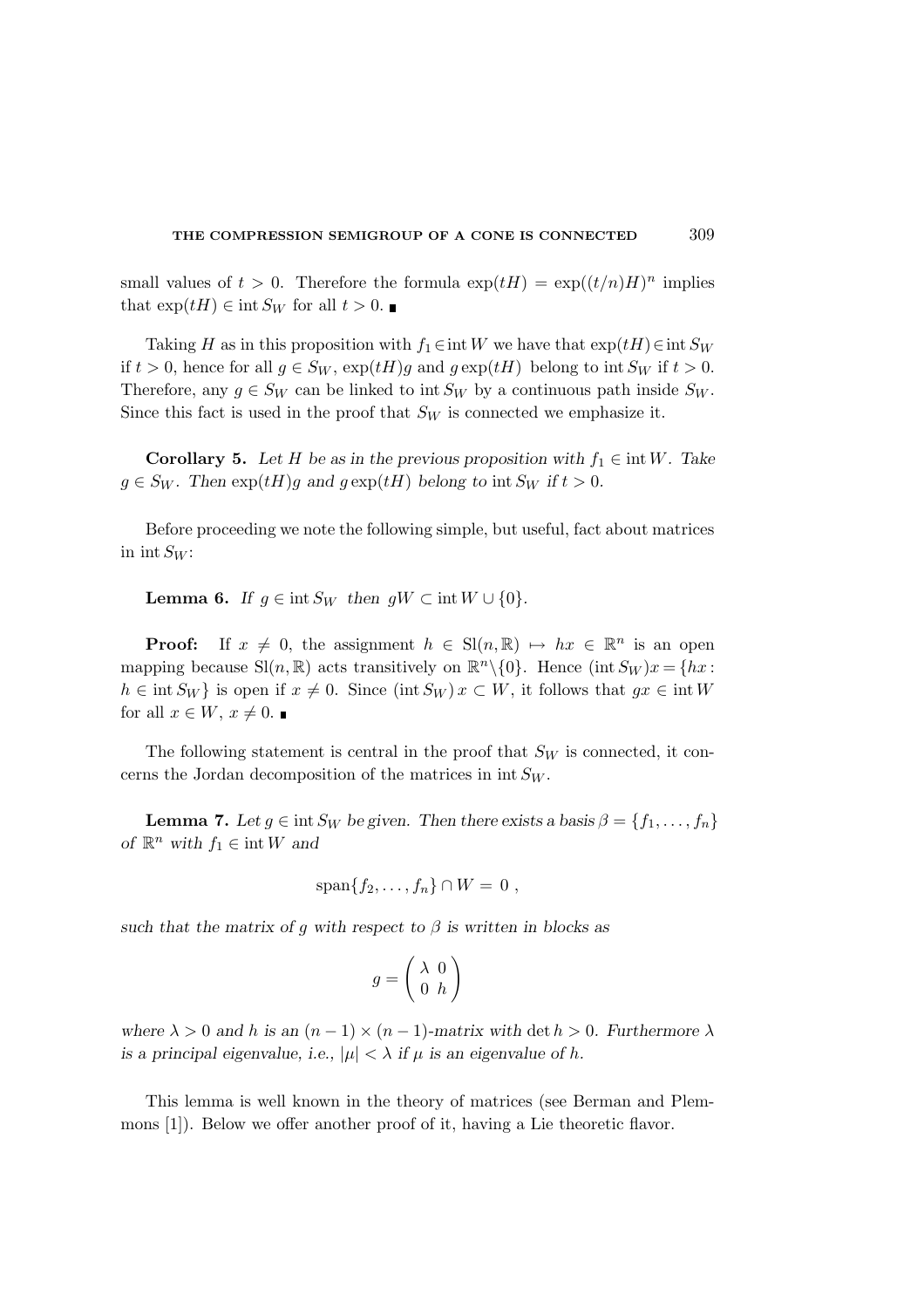small values of $t > 0$. Therefore the formula $\exp(tH) = \exp((t/n)H)^n$ implies that $\exp(tH) \in \operatorname{int} S_W$ for all $t > 0$. ∎

Taking $H$ as in this proposition with $f_1 \in \operatorname{int} W$ we have that $\exp(tH) \in \operatorname{int} S_W$ if $t > 0$, hence for all $g \in S_W$, $\exp(tH)g$ and $g\exp(tH)$ belong to $\operatorname{int} S_W$ if $t > 0$. Therefore, any $g \in S_W$ can be linked to $\operatorname{int} S_W$ by a continuous path inside $S_W$. Since this fact is used in the proof that $S_W$ is connected we emphasize it.

**Corollary 5.** *Let $H$ be as in the previous proposition with $f_1 \in \operatorname{int} W$. Take $g \in S_W$. Then $\exp(tH)g$ and $g\exp(tH)$ belong to $\operatorname{int} S_W$ if $t > 0$.*

Before proceeding we note the following simple, but useful, fact about matrices in $\operatorname{int} S_W$:

**Lemma 6.** *If $g \in \operatorname{int} S_W$ then $gW \subset \operatorname{int} W \cup \{0\}$.*

**Proof:** If $x \neq 0$, the assignment $h \in \mathrm{Sl}(n, \mathbb{R}) \mapsto hx \in \mathbb{R}^n$ is an open mapping because $\mathrm{Sl}(n, \mathbb{R})$ acts transitively on $\mathbb{R}^n \backslash \{0\}$. Hence $(\operatorname{int} S_W)x = \{hx : h \in \operatorname{int} S_W\}$ is open if $x \neq 0$. Since $(\operatorname{int} S_W)\, x \subset W$, it follows that $gx \in \operatorname{int} W$ for all $x \in W$, $x \neq 0$. ∎

The following statement is central in the proof that $S_W$ is connected, it concerns the Jordan decomposition of the matrices in $\operatorname{int} S_W$.

**Lemma 7.** *Let $g \in \operatorname{int} S_W$ be given. Then there exists a basis $\beta = \{f_1, \ldots, f_n\}$ of $\mathbb{R}^n$ with $f_1 \in \operatorname{int} W$ and*

$$\operatorname{span}\{f_2, \ldots, f_n\} \cap W = 0 \,,$$

*such that the matrix of $g$ with respect to $\beta$ is written in blocks as*

$$g = \begin{pmatrix} \lambda & 0 \\ 0 & h \end{pmatrix}$$

*where $\lambda > 0$ and $h$ is an $(n-1) \times (n-1)$-matrix with $\det h > 0$. Furthermore $\lambda$ is a principal eigenvalue, i.e., $|\mu| < \lambda$ if $\mu$ is an eigenvalue of $h$.*

This lemma is well known in the theory of matrices (see Berman and Plemmons [1]). Below we offer another proof of it, having a Lie theoretic flavor.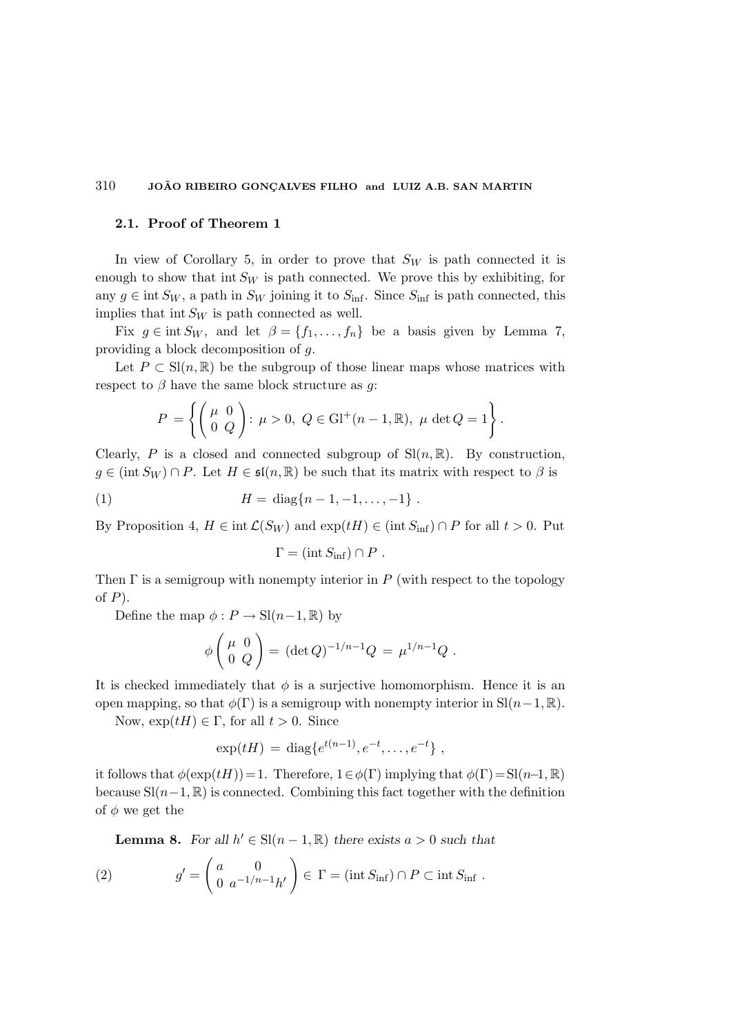### 2.1. Proof of Theorem 1

In view of Corollary 5, in order to prove that $S_W$ is path connected it is enough to show that $\operatorname{int} S_W$ is path connected. We prove this by exhibiting, for any $g \in \operatorname{int} S_W$, a path in $S_W$ joining it to $S_{\inf}$. Since $S_{\inf}$ is path connected, this implies that $\operatorname{int} S_W$ is path connected as well.

Fix $g \in \operatorname{int} S_W$, and let $\beta = \{f_1, \ldots, f_n\}$ be a basis given by Lemma 7, providing a block decomposition of $g$.

Let $P \subset \mathrm{Sl}(n, \mathbb{R})$ be the subgroup of those linear maps whose matrices with respect to $\beta$ have the same block structure as $g$:

$$P = \left\{ \begin{pmatrix} \mu & 0 \\ 0 & Q \end{pmatrix} :\ \mu > 0,\ Q \in \mathrm{Gl}^+(n-1, \mathbb{R}),\ \mu \det Q = 1 \right\}.$$

Clearly, $P$ is a closed and connected subgroup of $\mathrm{Sl}(n, \mathbb{R})$. By construction, $g \in (\operatorname{int} S_W) \cap P$. Let $H \in \mathfrak{sl}(n, \mathbb{R})$ be such that its matrix with respect to $\beta$ is

$$H = \operatorname{diag}\{n-1, -1, \ldots, -1\}\ . \tag{1}$$

By Proposition 4, $H \in \operatorname{int} \mathcal{L}(S_W)$ and $\exp(tH) \in (\operatorname{int} S_{\inf}) \cap P$ for all $t > 0$. Put

$$\Gamma = (\operatorname{int} S_{\inf}) \cap P\ .$$

Then $\Gamma$ is a semigroup with nonempty interior in $P$ (with respect to the topology of $P$).

Define the map $\phi : P \to \mathrm{Sl}(n-1, \mathbb{R})$ by

$$\phi \begin{pmatrix} \mu & 0 \\ 0 & Q \end{pmatrix} = (\det Q)^{-1/n-1} Q = \mu^{1/n-1} Q\ .$$

It is checked immediately that $\phi$ is a surjective homomorphism. Hence it is an open mapping, so that $\phi(\Gamma)$ is a semigroup with nonempty interior in $\mathrm{Sl}(n-1, \mathbb{R})$.

Now, $\exp(tH) \in \Gamma$, for all $t > 0$. Since

$$\exp(tH) = \operatorname{diag}\{e^{t(n-1)}, e^{-t}, \ldots, e^{-t}\}\ ,$$

it follows that $\phi(\exp(tH)) = 1$. Therefore, $1 \in \phi(\Gamma)$ implying that $\phi(\Gamma) = \mathrm{Sl}(n-1, \mathbb{R})$ because $\mathrm{Sl}(n-1, \mathbb{R})$ is connected. Combining this fact together with the definition of $\phi$ we get the

**Lemma 8.** *For all $h' \in \mathrm{Sl}(n-1, \mathbb{R})$ there exists $a > 0$ such that*

$$g' = \begin{pmatrix} a & 0 \\ 0 & a^{-1/n-1} h' \end{pmatrix} \in \Gamma = (\operatorname{int} S_{\inf}) \cap P \subset \operatorname{int} S_{\inf}\ . \tag{2}$$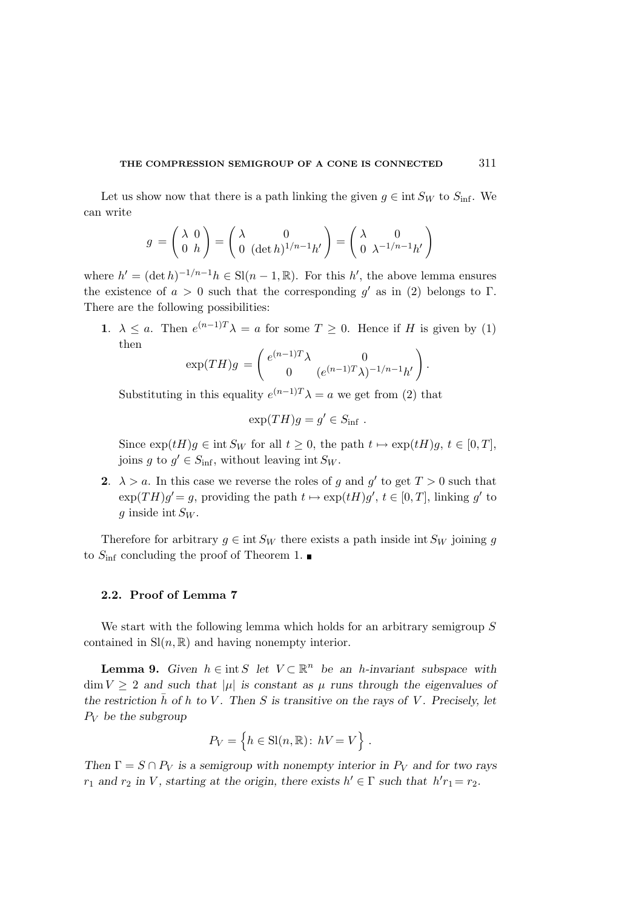Let us show now that there is a path linking the given $g \in \operatorname{int} S_W$ to $S_{\inf}$. We can write

$$g = \begin{pmatrix} \lambda & 0 \\ 0 & h \end{pmatrix} = \begin{pmatrix} \lambda & 0 \\ 0 & (\det h)^{1/n-1} h' \end{pmatrix} = \begin{pmatrix} \lambda & 0 \\ 0 & \lambda^{-1/n-1} h' \end{pmatrix}$$

where $h' = (\det h)^{-1/n-1} h \in \mathrm{Sl}(n-1, \mathbb{R})$. For this $h'$, the above lemma ensures the existence of $a > 0$ such that the corresponding $g'$ as in (2) belongs to $\Gamma$. There are the following possibilities:

**1**. $\lambda \leq a$. Then $e^{(n-1)T}\lambda = a$ for some $T \geq 0$. Hence if $H$ is given by (1) then

$$\exp(TH)g = \begin{pmatrix} e^{(n-1)T}\lambda & 0 \\ 0 & (e^{(n-1)T}\lambda)^{-1/n-1} h' \end{pmatrix}.$$

Substituting in this equality $e^{(n-1)T}\lambda = a$ we get from (2) that

$$\exp(TH)g = g' \in S_{\inf}\ .$$

Since $\exp(tH)g \in \operatorname{int} S_W$ for all $t \geq 0$, the path $t \mapsto \exp(tH)g$, $t \in [0, T]$, joins $g$ to $g' \in S_{\inf}$, without leaving $\operatorname{int} S_W$.

**2**. $\lambda > a$. In this case we reverse the roles of $g$ and $g'$ to get $T > 0$ such that $\exp(TH)g' = g$, providing the path $t \mapsto \exp(tH)g'$, $t \in [0, T]$, linking $g'$ to $g$ inside $\operatorname{int} S_W$.

Therefore for arbitrary $g \in \operatorname{int} S_W$ there exists a path inside $\operatorname{int} S_W$ joining $g$ to $S_{\inf}$ concluding the proof of Theorem 1. ∎

### 2.2. Proof of Lemma 7

We start with the following lemma which holds for an arbitrary semigroup $S$ contained in $\mathrm{Sl}(n, \mathbb{R})$ and having nonempty interior.

**Lemma 9.** *Given $h \in \operatorname{int} S$ let $V \subset \mathbb{R}^n$ be an $h$-invariant subspace with $\dim V \geq 2$ and such that $|\mu|$ is constant as $\mu$ runs through the eigenvalues of the restriction $\bar{h}$ of $h$ to $V$. Then $S$ is transitive on the rays of $V$. Precisely, let $P_V$ be the subgroup*

$$P_V = \left\{ h \in \mathrm{Sl}(n, \mathbb{R}) \colon\ hV = V \right\}.$$

*Then $\Gamma = S \cap P_V$ is a semigroup with nonempty interior in $P_V$ and for two rays $r_1$ and $r_2$ in $V$, starting at the origin, there exists $h' \in \Gamma$ such that $h' r_1 = r_2$.*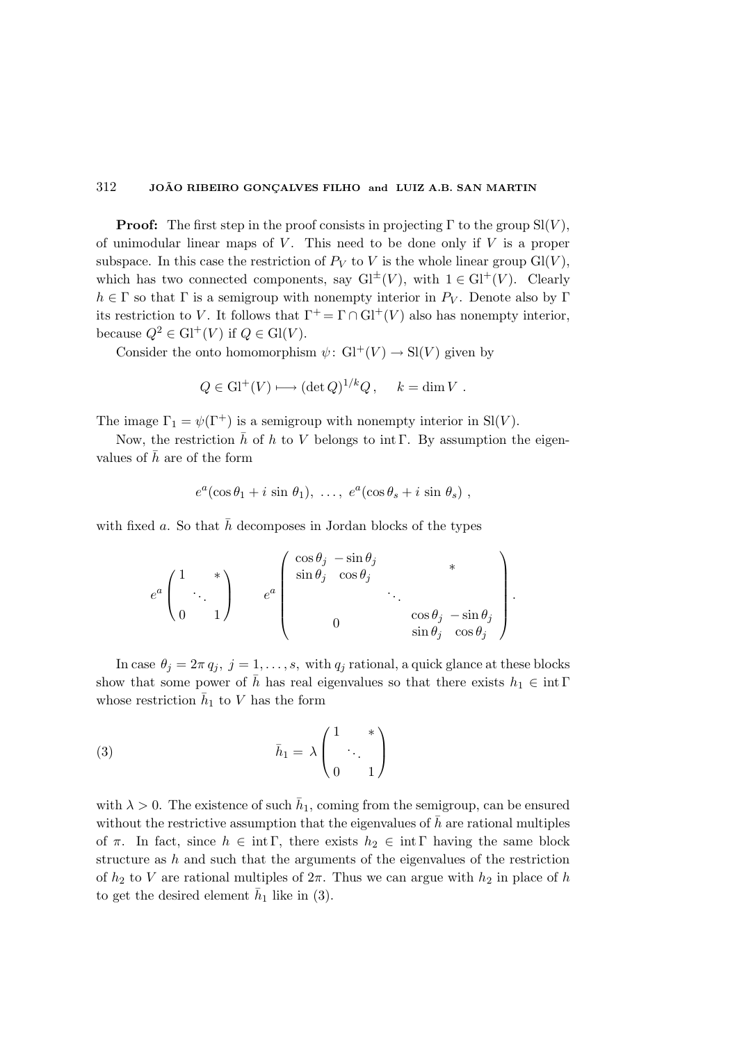**Proof:** The first step in the proof consists in projecting $\Gamma$ to the group $\mathrm{Sl}(V)$, of unimodular linear maps of $V$. This need to be done only if $V$ is a proper subspace. In this case the restriction of $P_V$ to $V$ is the whole linear group $\mathrm{Gl}(V)$, which has two connected components, say $\mathrm{Gl}^{\pm}(V)$, with $1 \in \mathrm{Gl}^{+}(V)$. Clearly $h \in \Gamma$ so that $\Gamma$ is a semigroup with nonempty interior in $P_V$. Denote also by $\Gamma$ its restriction to $V$. It follows that $\Gamma^{+} = \Gamma \cap \mathrm{Gl}^{+}(V)$ also has nonempty interior, because $Q^2 \in \mathrm{Gl}^{+}(V)$ if $Q \in \mathrm{Gl}(V)$.

Consider the onto homomorphism $\psi\colon \mathrm{Gl}^{+}(V) \to \mathrm{Sl}(V)$ given by

$$Q \in \mathrm{Gl}^{+}(V) \longmapsto (\det Q)^{1/k} Q\,, \qquad k = \dim V\ .$$

The image $\Gamma_1 = \psi(\Gamma^{+})$ is a semigroup with nonempty interior in $\mathrm{Sl}(V)$.

Now, the restriction $\bar{h}$ of $h$ to $V$ belongs to $\operatorname{int}\Gamma$. By assumption the eigenvalues of $\bar{h}$ are of the form

$$e^{a}(\cos\theta_1 + i\,\sin\theta_1),\ \ldots,\ e^{a}(\cos\theta_s + i\,\sin\theta_s)\ ,$$

with fixed $a$. So that $\bar{h}$ decomposes in Jordan blocks of the types

$$e^{a}\begin{pmatrix} 1 & & * \\ & \ddots & \\ 0 & & 1 \end{pmatrix} \qquad e^{a}\begin{pmatrix} \cos\theta_j & -\sin\theta_j & & & \\ \sin\theta_j & \cos\theta_j & & & * \\ & & \ddots & & \\ & 0 & & \cos\theta_j & -\sin\theta_j \\ & & & \sin\theta_j & \cos\theta_j \end{pmatrix}.$$

In case $\theta_j = 2\pi\, q_j,\ j = 1, \ldots, s,$ with $q_j$ rational, a quick glance at these blocks show that some power of $\bar{h}$ has real eigenvalues so that there exists $h_1 \in \operatorname{int}\Gamma$ whose restriction $\bar{h}_1$ to $V$ has the form

$$\bar{h}_1 = \lambda \begin{pmatrix} 1 & & * \\ & \ddots & \\ 0 & & 1 \end{pmatrix} \tag{3}$$

with $\lambda > 0$. The existence of such $\bar{h}_1$, coming from the semigroup, can be ensured without the restrictive assumption that the eigenvalues of $\bar{h}$ are rational multiples of $\pi$. In fact, since $h \in \operatorname{int}\Gamma$, there exists $h_2 \in \operatorname{int}\Gamma$ having the same block structure as $h$ and such that the arguments of the eigenvalues of the restriction of $h_2$ to $V$ are rational multiples of $2\pi$. Thus we can argue with $h_2$ in place of $h$ to get the desired element $\bar{h}_1$ like in (3).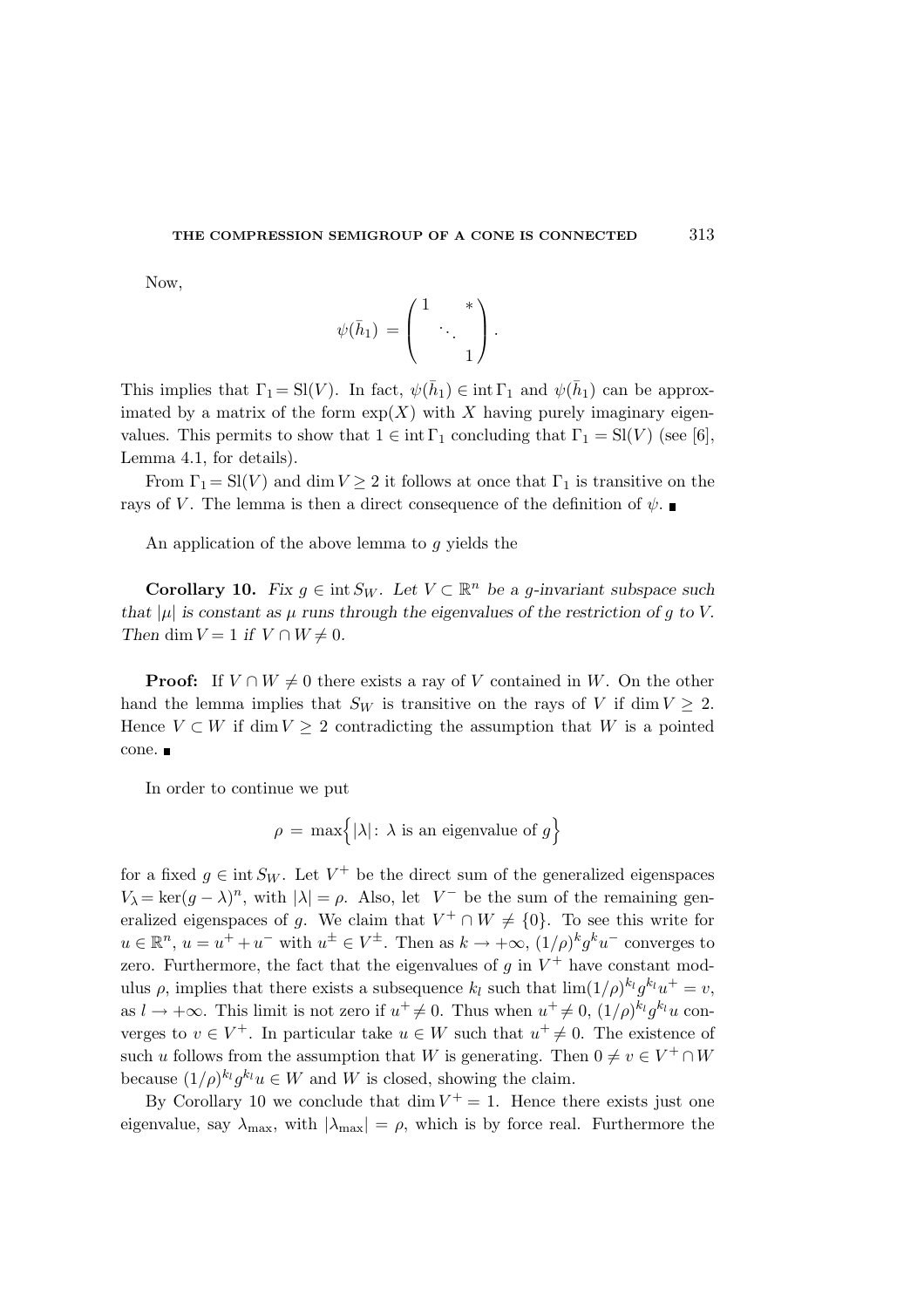Now,

$$\psi(\bar{h}_1) = \begin{pmatrix} 1 & & * \\ & \ddots & \\ & & 1 \end{pmatrix}.$$

This implies that $\Gamma_1 = \mathrm{Sl}(V)$. In fact, $\psi(\bar{h}_1) \in \operatorname{int} \Gamma_1$ and $\psi(\bar{h}_1)$ can be approximated by a matrix of the form $\exp(X)$ with $X$ having purely imaginary eigenvalues. This permits to show that $1 \in \operatorname{int} \Gamma_1$ concluding that $\Gamma_1 = \mathrm{Sl}(V)$ (see [6], Lemma 4.1, for details).

From $\Gamma_1 = \mathrm{Sl}(V)$ and $\dim V \geq 2$ it follows at once that $\Gamma_1$ is transitive on the rays of $V$. The lemma is then a direct consequence of the definition of $\psi$. ∎

An application of the above lemma to $g$ yields the

**Corollary 10.** *Fix $g \in \operatorname{int} S_W$. Let $V \subset \mathbb{R}^n$ be a $g$-invariant subspace such that $|\mu|$ is constant as $\mu$ runs through the eigenvalues of the restriction of $g$ to $V$. Then $\dim V = 1$ if $V \cap W \neq 0$.*

**Proof:** If $V \cap W \neq 0$ there exists a ray of $V$ contained in $W$. On the other hand the lemma implies that $S_W$ is transitive on the rays of $V$ if $\dim V \geq 2$. Hence $V \subset W$ if $\dim V \geq 2$ contradicting the assumption that $W$ is a pointed cone. ∎

In order to continue we put

$$\rho = \max\Big\{|\lambda| \colon \lambda \text{ is an eigenvalue of } g\Big\}$$

for a fixed $g \in \operatorname{int} S_W$. Let $V^+$ be the direct sum of the generalized eigenspaces $V_\lambda = \ker(g - \lambda)^n$, with $|\lambda| = \rho$. Also, let $V^-$ be the sum of the remaining generalized eigenspaces of $g$. We claim that $V^+ \cap W \neq \{0\}$. To see this write for $u \in \mathbb{R}^n$, $u = u^+ + u^-$ with $u^\pm \in V^\pm$. Then as $k \to +\infty$, $(1/\rho)^k g^k u^-$ converges to zero. Furthermore, the fact that the eigenvalues of $g$ in $V^+$ have constant modulus $\rho$, implies that there exists a subsequence $k_l$ such that $\lim (1/\rho)^{k_l} g^{k_l} u^+ = v$, as $l \to +\infty$. This limit is not zero if $u^+ \neq 0$. Thus when $u^+ \neq 0$, $(1/\rho)^{k_l} g^{k_l} u$ converges to $v \in V^+$. In particular take $u \in W$ such that $u^+ \neq 0$. The existence of such $u$ follows from the assumption that $W$ is generating. Then $0 \neq v \in V^+ \cap W$ because $(1/\rho)^{k_l} g^{k_l} u \in W$ and $W$ is closed, showing the claim.

By Corollary 10 we conclude that $\dim V^+ = 1$. Hence there exists just one eigenvalue, say $\lambda_{\max}$, with $|\lambda_{\max}| = \rho$, which is by force real. Furthermore the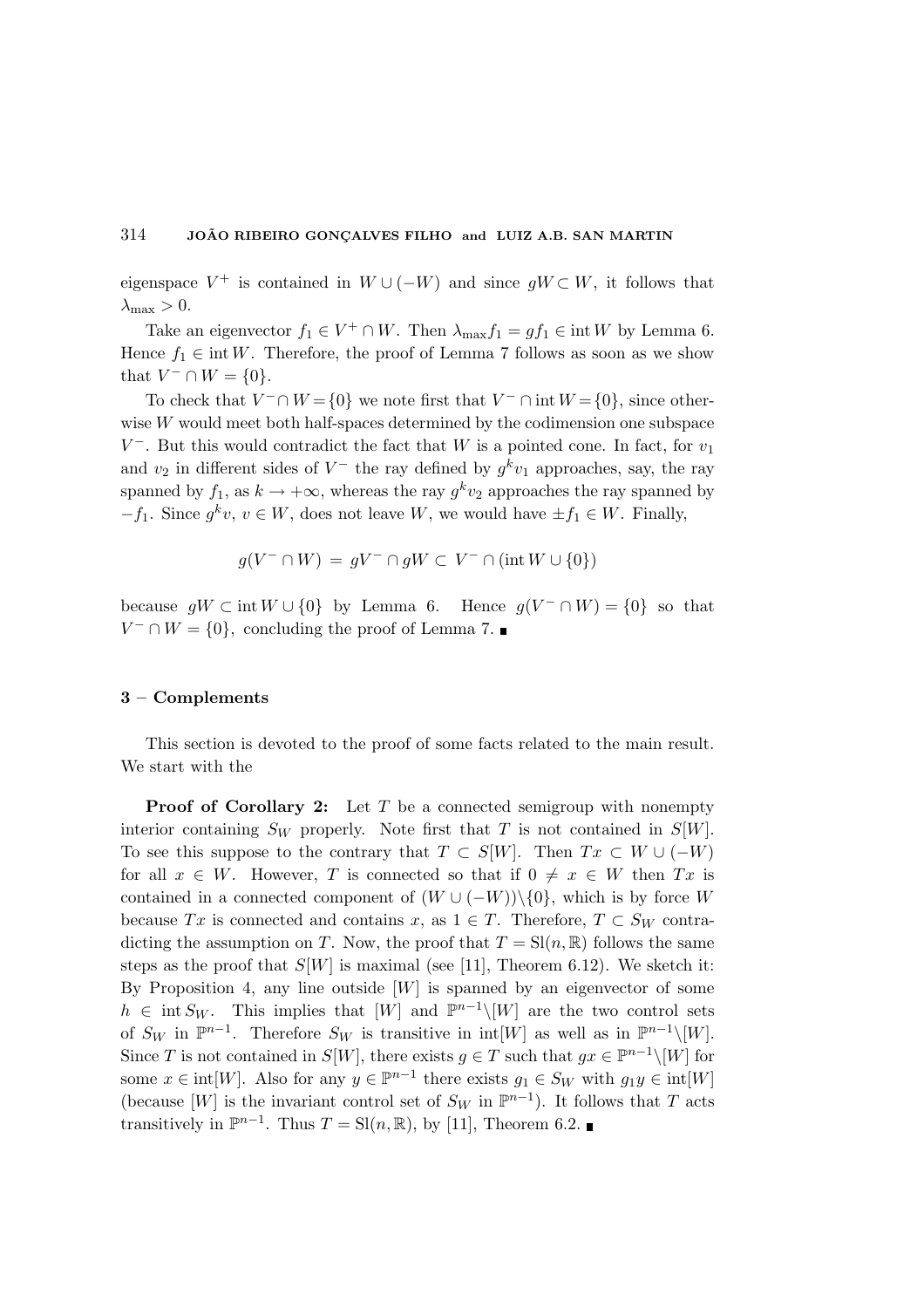eigenspace $V^+$ is contained in $W \cup (-W)$ and since $gW \subset W$, it follows that $\lambda_{\max} > 0$.

Take an eigenvector $f_1 \in V^+ \cap W$. Then $\lambda_{\max} f_1 = g f_1 \in \operatorname{int} W$ by Lemma 6. Hence $f_1 \in \operatorname{int} W$. Therefore, the proof of Lemma 7 follows as soon as we show that $V^- \cap W = \{0\}$.

To check that $V^- \cap W = \{0\}$ we note first that $V^- \cap \operatorname{int} W = \{0\}$, since otherwise $W$ would meet both half-spaces determined by the codimension one subspace $V^-$. But this would contradict the fact that $W$ is a pointed cone. In fact, for $v_1$ and $v_2$ in different sides of $V^-$ the ray defined by $g^k v_1$ approaches, say, the ray spanned by $f_1$, as $k \to +\infty$, whereas the ray $g^k v_2$ approaches the ray spanned by $-f_1$. Since $g^k v$, $v \in W$, does not leave $W$, we would have $\pm f_1 \in W$. Finally,

$$g(V^- \cap W) = gV^- \cap gW \subset V^- \cap (\operatorname{int} W \cup \{0\})$$

because $gW \subset \operatorname{int} W \cup \{0\}$ by Lemma 6. Hence $g(V^- \cap W) = \{0\}$ so that $V^- \cap W = \{0\}$, concluding the proof of Lemma 7. ∎

## 3 – Complements

This section is devoted to the proof of some facts related to the main result. We start with the

**Proof of Corollary 2:** Let $T$ be a connected semigroup with nonempty interior containing $S_W$ properly. Note first that $T$ is not contained in $S[W]$. To see this suppose to the contrary that $T \subset S[W]$. Then $Tx \subset W \cup (-W)$ for all $x \in W$. However, $T$ is connected so that if $0 \neq x \in W$ then $Tx$ is contained in a connected component of $(W \cup (-W)) \backslash \{0\}$, which is by force $W$ because $Tx$ is connected and contains $x$, as $1 \in T$. Therefore, $T \subset S_W$ contradicting the assumption on $T$. Now, the proof that $T = \mathrm{Sl}(n, \mathbb{R})$ follows the same steps as the proof that $S[W]$ is maximal (see [11], Theorem 6.12). We sketch it: By Proposition 4, any line outside $[W]$ is spanned by an eigenvector of some $h \in \operatorname{int} S_W$. This implies that $[W]$ and $\mathbb{P}^{n-1} \backslash [W]$ are the two control sets of $S_W$ in $\mathbb{P}^{n-1}$. Therefore $S_W$ is transitive in $\operatorname{int}[W]$ as well as in $\mathbb{P}^{n-1} \backslash [W]$. Since $T$ is not contained in $S[W]$, there exists $g \in T$ such that $gx \in \mathbb{P}^{n-1} \backslash [W]$ for some $x \in \operatorname{int}[W]$. Also for any $y \in \mathbb{P}^{n-1}$ there exists $g_1 \in S_W$ with $g_1 y \in \operatorname{int}[W]$ (because $[W]$ is the invariant control set of $S_W$ in $\mathbb{P}^{n-1}$). It follows that $T$ acts transitively in $\mathbb{P}^{n-1}$. Thus $T = \mathrm{Sl}(n, \mathbb{R})$, by [11], Theorem 6.2. ∎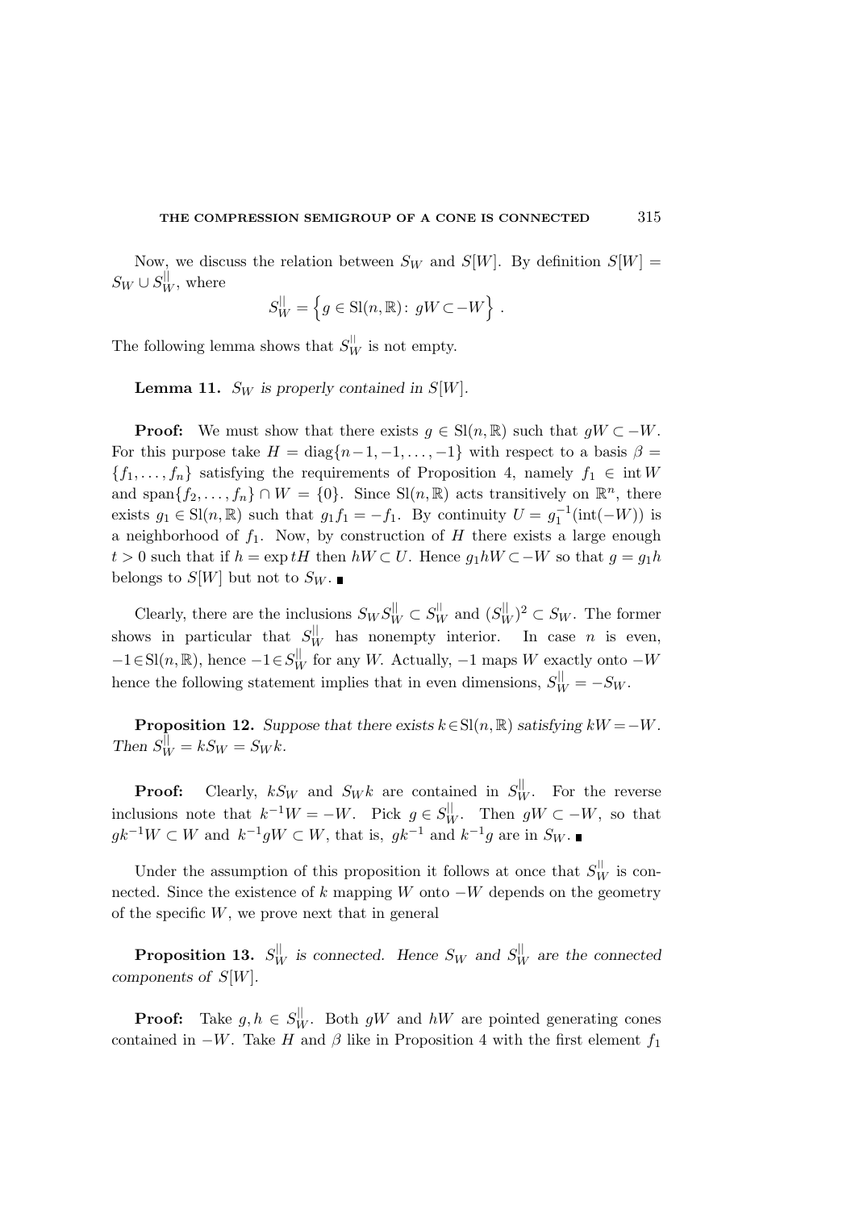Now, we discuss the relation between $S_W$ and $S[W]$. By definition $S[W] = S_W \cup S_W^{||}$, where

$$S_W^{||} = \left\{ g \in \mathrm{Sl}(n, \mathbb{R}) \colon \, gW \subset -W \right\} .$$

The following lemma shows that $S_W^{||}$ is not empty.

**Lemma 11.** *$S_W$ is properly contained in $S[W]$.*

**Proof:** We must show that there exists $g \in \mathrm{Sl}(n, \mathbb{R})$ such that $gW \subset -W$. For this purpose take $H = \mathrm{diag}\{n-1, -1, \ldots, -1\}$ with respect to a basis $\beta = \{f_1, \ldots, f_n\}$ satisfying the requirements of Proposition 4, namely $f_1 \in \mathrm{int}\, W$ and $\mathrm{span}\{f_2, \ldots, f_n\} \cap W = \{0\}$. Since $\mathrm{Sl}(n, \mathbb{R})$ acts transitively on $\mathbb{R}^n$, there exists $g_1 \in \mathrm{Sl}(n, \mathbb{R})$ such that $g_1 f_1 = -f_1$. By continuity $U = g_1^{-1}(\mathrm{int}(-W))$ is a neighborhood of $f_1$. Now, by construction of $H$ there exists a large enough $t > 0$ such that if $h = \exp tH$ then $hW \subset U$. Hence $g_1 hW \subset -W$ so that $g = g_1 h$ belongs to $S[W]$ but not to $S_W$. ∎

Clearly, there are the inclusions $S_W S_W^{||} \subset S_W^{||}$ and $(S_W^{||})^2 \subset S_W$. The former shows in particular that $S_W^{||}$ has nonempty interior. In case $n$ is even, $-1 \in \mathrm{Sl}(n, \mathbb{R})$, hence $-1 \in S_W^{||}$ for any $W$. Actually, $-1$ maps $W$ exactly onto $-W$ hence the following statement implies that in even dimensions, $S_W^{||} = -S_W$.

**Proposition 12.** *Suppose that there exists $k \in \mathrm{Sl}(n, \mathbb{R})$ satisfying $kW = -W$. Then $S_W^{||} = kS_W = S_W k$.*

**Proof:** Clearly, $kS_W$ and $S_W k$ are contained in $S_W^{||}$. For the reverse inclusions note that $k^{-1}W = -W$. Pick $g \in S_W^{||}$. Then $gW \subset -W$, so that $gk^{-1}W \subset W$ and $k^{-1}gW \subset W$, that is, $gk^{-1}$ and $k^{-1}g$ are in $S_W$. ∎

Under the assumption of this proposition it follows at once that $S_W^{||}$ is connected. Since the existence of $k$ mapping $W$ onto $-W$ depends on the geometry of the specific $W$, we prove next that in general

**Proposition 13.** *$S_W^{||}$ is connected. Hence $S_W$ and $S_W^{||}$ are the connected components of $S[W]$.*

**Proof:** Take $g, h \in S_W^{||}$. Both $gW$ and $hW$ are pointed generating cones contained in $-W$. Take $H$ and $\beta$ like in Proposition 4 with the first element $f_1$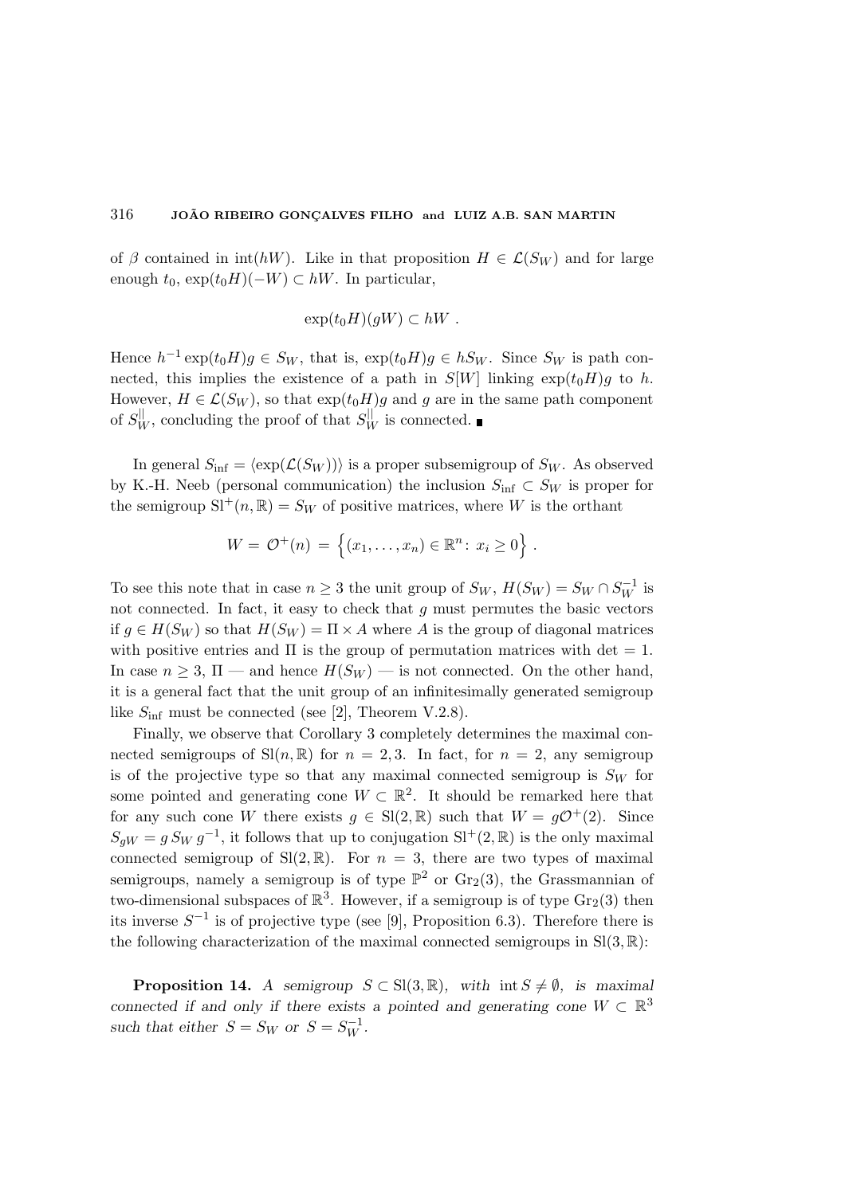of $\beta$ contained in $\mathrm{int}(hW)$. Like in that proposition $H \in \mathcal{L}(S_W)$ and for large enough $t_0$, $\exp(t_0 H)(-W) \subset hW$. In particular,

$$\exp(t_0 H)(gW) \subset hW \ .$$

Hence $h^{-1}\exp(t_0 H) g \in S_W$, that is, $\exp(t_0 H) g \in hS_W$. Since $S_W$ is path connected, this implies the existence of a path in $S[W]$ linking $\exp(t_0 H) g$ to $h$. However, $H \in \mathcal{L}(S_W)$, so that $\exp(t_0 H) g$ and $g$ are in the same path component of $S_W^{||}$, concluding the proof of that $S_W^{||}$ is connected. ∎

In general $S_{\inf} = \langle \exp(\mathcal{L}(S_W)) \rangle$ is a proper subsemigroup of $S_W$. As observed by K.-H. Neeb (personal communication) the inclusion $S_{\inf} \subset S_W$ is proper for the semigroup $\mathrm{Sl}^+(n, \mathbb{R}) = S_W$ of positive matrices, where $W$ is the orthant

$$W = \mathcal{O}^+(n) = \left\{(x_1, \ldots, x_n) \in \mathbb{R}^n \colon x_i \geq 0\right\} .$$

To see this note that in case $n \geq 3$ the unit group of $S_W$, $H(S_W) = S_W \cap S_W^{-1}$ is not connected. In fact, it easy to check that $g$ must permutes the basic vectors if $g \in H(S_W)$ so that $H(S_W) = \Pi \times A$ where $A$ is the group of diagonal matrices with positive entries and $\Pi$ is the group of permutation matrices with det $= 1$. In case $n \geq 3$, $\Pi$ — and hence $H(S_W)$ — is not connected. On the other hand, it is a general fact that the unit group of an infinitesimally generated semigroup like $S_{\inf}$ must be connected (see [2], Theorem V.2.8).

Finally, we observe that Corollary 3 completely determines the maximal connected semigroups of $\mathrm{Sl}(n, \mathbb{R})$ for $n = 2, 3$. In fact, for $n = 2$, any semigroup is of the projective type so that any maximal connected semigroup is $S_W$ for some pointed and generating cone $W \subset \mathbb{R}^2$. It should be remarked here that for any such cone $W$ there exists $g \in \mathrm{Sl}(2, \mathbb{R})$ such that $W = g\mathcal{O}^+(2)$. Since $S_{gW} = g\, S_W\, g^{-1}$, it follows that up to conjugation $\mathrm{Sl}^+(2, \mathbb{R})$ is the only maximal connected semigroup of $\mathrm{Sl}(2, \mathbb{R})$. For $n = 3$, there are two types of maximal semigroups, namely a semigroup is of type $\mathbb{P}^2$ or $\mathrm{Gr}_2(3)$, the Grassmannian of two-dimensional subspaces of $\mathbb{R}^3$. However, if a semigroup is of type $\mathrm{Gr}_2(3)$ then its inverse $S^{-1}$ is of projective type (see [9], Proposition 6.3). Therefore there is the following characterization of the maximal connected semigroups in $\mathrm{Sl}(3, \mathbb{R})$:

**Proposition 14.** *A semigroup $S \subset \mathrm{Sl}(3, \mathbb{R})$, with $\mathrm{int}\, S \neq \emptyset$, is maximal connected if and only if there exists a pointed and generating cone $W \subset \mathbb{R}^3$ such that either $S = S_W$ or $S = S_W^{-1}$.*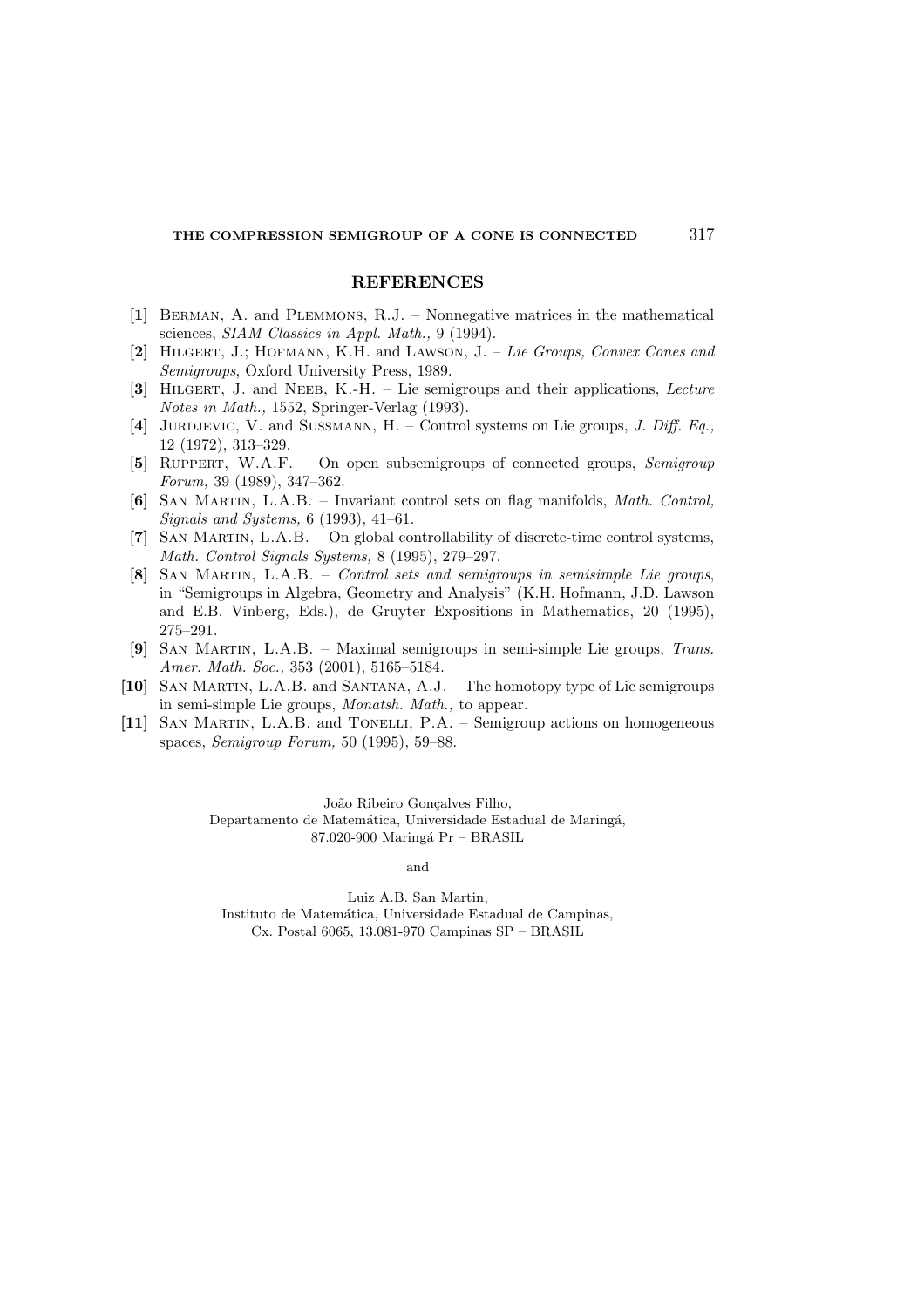## REFERENCES

**[1]** Berman, A. and Plemmons, R.J. – Nonnegative matrices in the mathematical sciences, *SIAM Classics in Appl. Math.,* 9 (1994).

**[2]** Hilgert, J.; Hofmann, K.H. and Lawson, J. – *Lie Groups, Convex Cones and Semigroups*, Oxford University Press, 1989.

**[3]** Hilgert, J. and Neeb, K.-H. – Lie semigroups and their applications, *Lecture Notes in Math.,* 1552, Springer-Verlag (1993).

**[4]** Jurdjevic, V. and Sussmann, H. – Control systems on Lie groups, *J. Diff. Eq.,* 12 (1972), 313–329.

**[5]** Ruppert, W.A.F. – On open subsemigroups of connected groups, *Semigroup Forum,* 39 (1989), 347–362.

**[6]** San Martin, L.A.B. – Invariant control sets on flag manifolds, *Math. Control, Signals and Systems,* 6 (1993), 41–61.

**[7]** San Martin, L.A.B. – On global controllability of discrete-time control systems, *Math. Control Signals Systems,* 8 (1995), 279–297.

**[8]** San Martin, L.A.B. – *Control sets and semigroups in semisimple Lie groups*, in "Semigroups in Algebra, Geometry and Analysis" (K.H. Hofmann, J.D. Lawson and E.B. Vinberg, Eds.), de Gruyter Expositions in Mathematics, 20 (1995), 275–291.

**[9]** San Martin, L.A.B. – Maximal semigroups in semi-simple Lie groups, *Trans. Amer. Math. Soc.,* 353 (2001), 5165–5184.

**[10]** San Martin, L.A.B. and Santana, A.J. – The homotopy type of Lie semigroups in semi-simple Lie groups, *Monatsh. Math.,* to appear.

**[11]** San Martin, L.A.B. and Tonelli, P.A. – Semigroup actions on homogeneous spaces, *Semigroup Forum,* 50 (1995), 59–88.

João Ribeiro Gonçalves Filho,
Departamento de Matemática, Universidade Estadual de Maringá,
87.020-900 Maringá Pr – BRASIL

and

Luiz A.B. San Martin,
Instituto de Matemática, Universidade Estadual de Campinas,
Cx. Postal 6065, 13.081-970 Campinas SP – BRASIL